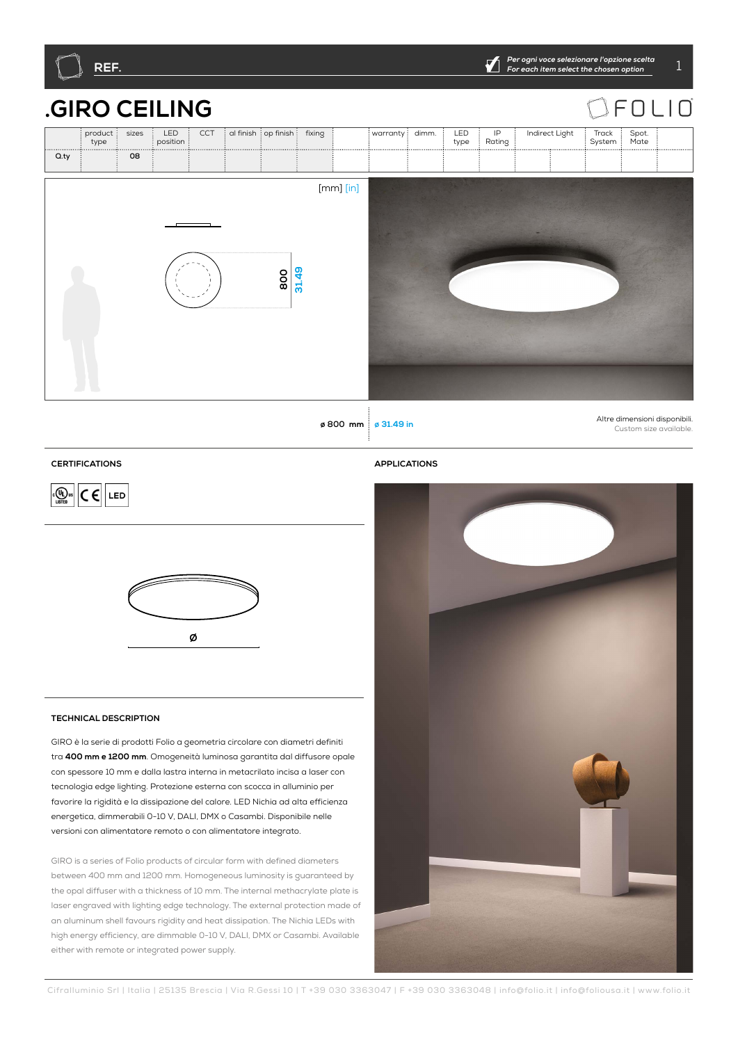REF.

*Per ogni voce selezionare l'opzione scelta*
*For each item select the chosen option*

# .GIRO CEILING

FOLIO

| | product type | sizes | LED position | CCT | al finish | op finish | fixing | | warranty | dimm. | LED type | IP Rating | Indirect Light | | Track System | Spot. Mate | |
|---|---|---|---|---|---|---|---|---|---|---|---|---|---|---|---|---|---|
| Q.ty | | 08 | | | | | | | | | | | | | | | |

[mm] [in]

800 | 31.49

ø 800 mm | ø 31.49 in

Altre dimensioni disponibili.
Custom size available.

## CERTIFICATIONS

c UL us LISTED | CE | LED

Ø

## APPLICATIONS

## TECHNICAL DESCRIPTION

GIRO è la serie di prodotti Folio a geometria circolare con diametri definiti tra **400 mm e 1200 mm**. Omogeneità luminosa garantita dal diffusore opale con spessore 10 mm e dalla lastra interna in metacrilato incisa a laser con tecnologia edge lighting. Protezione esterna con scocca in alluminio per favorire la rigidità e la dissipazione del calore. LED Nichia ad alta efficienza energetica, dimmerabili 0-10 V, DALI, DMX o Casambi. Disponibile nelle versioni con alimentatore remoto o con alimentatore integrato.

GIRO is a series of Folio products of circular form with defined diameters between 400 mm and 1200 mm. Homogeneous luminosity is guaranteed by the opal diffuser with a thickness of 10 mm. The internal methacrylate plate is laser engraved with lighting edge technology. The external protection made of an aluminum shell favours rigidity and heat dissipation. The Nichia LEDs with high energy efficiency, are dimmable 0-10 V, DALI, DMX or Casambi. Available either with remote or integrated power supply.

Cifralluminio Srl | Italia | 25135 Brescia | Via R.Gessi 10 | T +39 030 3363047 | F +39 030 3363048 | info@folio.it | info@foliousa.it | www.folio.it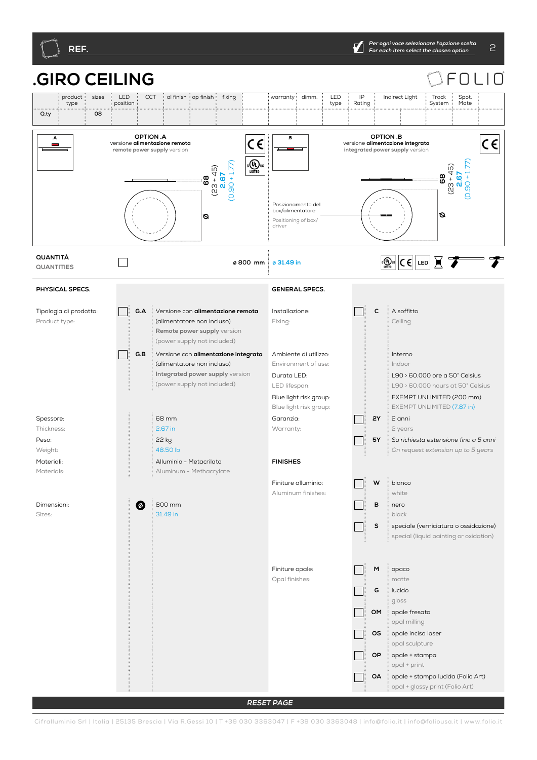REF.

*Per ogni voce selezionare l'opzione scelta*
*For each item select the chosen option*

# .GIRO CEILING

FOLIO

| | product type | sizes | LED position | CCT | al finish | op finish | fixing | | warranty | dimm. | LED type | IP Rating | Indirect Light | | Track System | Spot. Mate | |
|---|---|---|---|---|---|---|---|---|---|---|---|---|---|---|---|---|---|
| Q.ty | | 08 | | | | | | | | | | | | | | | |

**OPTION .A**
versione **alimentazione remota**
**remote power supply** version

68
(23 + 45)
2.67
(0.90 + 1.77)
Ø

**OPTION .B**
versione **alimentazione integrata**
**integrated power supply** version

Posizionamento del box/alimentatore
Positioning of box/driver

68
(23 + 45)
2.67
(0.90 + 1.77)
Ø

**QUANTITÀ**
QUANTITIES

ø 800 mm | ø 31.49 in

LED

## PHYSICAL SPECS.

| | | |
|---|---|---|
| Tipologia di prodotto: / Product type: | G.A | Versione con **alimentazione remota** (alimentatore non incluso) / **Remote power supply** version (power supply not included) |
| | G.B | Versione con **alimentazione integrata** (alimentatore non incluso) / **Integrated power supply** version (power supply not included) |
| Spessore: / Thickness: | | 68 mm / 2.67 in |
| Peso: / Weight: | | 22 kg / 48.50 lb |
| Materiali: / Materials: | | Alluminio - Metacrilato / Aluminum - Methacrylate |
| Dimensioni: / Sizes: | Ø | 800 mm / 31.49 in |

## GENERAL SPECS.

| | | |
|---|---|---|
| Installazione: / Fixing: | C | A soffitto / Ceiling |
| Ambiente di utilizzo: / Environment of use: | | Interno / Indoor |
| Durata LED: / LED lifespan: | | L90 › 60.000 ore a 50° Celsius / L90 › 60.000 hours at 50° Celsius |
| Blue light risk group: / Blue light risk group: | | EXEMPT UNLIMITED (200 mm) / EXEMPT UNLIMITED (7.87 in) |
| Garanzia: / Warranty: | 2Y | 2 anni / 2 years |
| | 5Y | *Su richiesta estensione fino a 5 anni* / *On request extension up to 5 years* |

## FINISHES

| | | |
|---|---|---|
| Finiture alluminio: / Aluminum finishes: | W | bianco / white |
| | B | nero / black |
| | S | speciale (verniciatura o ossidazione) / special (liquid painting or oxidation) |
| Finiture opale: / Opal finishes: | M | opaco / matte |
| | G | lucido / gloss |
| | OM | opale fresato / opal milling |
| | OS | opale inciso laser / opal sculpture |
| | OP | opale + stampa / opal + print |
| | OA | opale + stampa lucida (Folio Art) / opal + glossy print (Folio Art) |

RESET PAGE

Cifralluminio Srl | Italia | 25135 Brescia | Via R.Gessi 10 | T +39 030 3363047 | F +39 030 3363048 | info@folio.it | info@foliousa.it | www.folio.it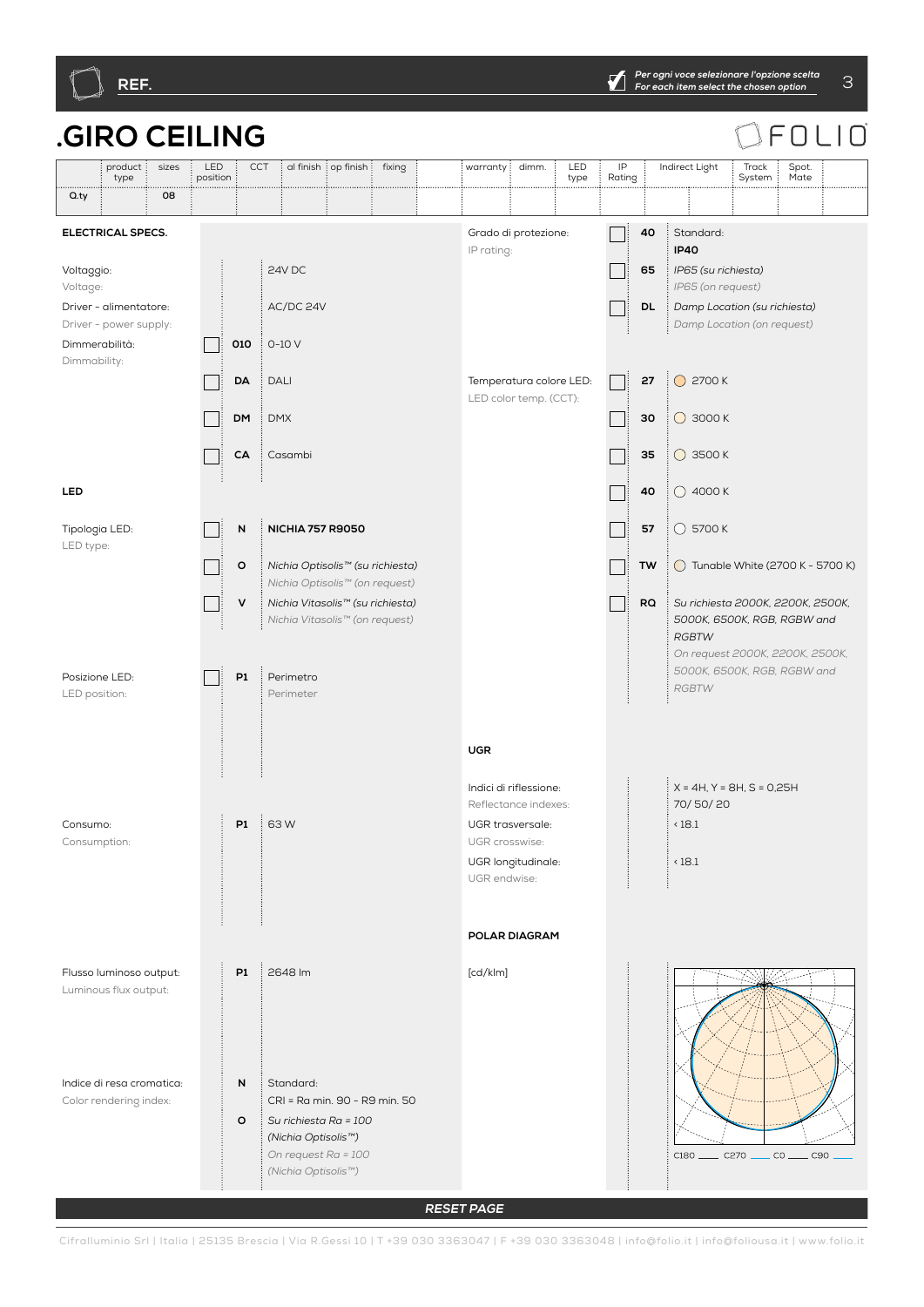**REF.**

*Per ogni voce selezionare l'opzione scelta*
*For each item select the chosen option*

# .GIRO CEILING

FOLIO

| | product type | sizes | LED position | CCT | al finish | op finish | fixing | | warranty | dimm. | LED type | IP Rating | Indirect Light | | Track System | Spot. Mate |
|---|---|---|---|---|---|---|---|---|---|---|---|---|---|---|---|---|
| Q.ty | | 08 | | | | | | | | | | | | | | |

## ELECTRICAL SPECS.

| | | |
|---|---|---|
| Voltaggio: / Voltage: | | 24V DC |
| Driver - alimentatore: / Driver - power supply: | | AC/DC 24V |
| Dimmerabilità: / Dimmability: | ☐ 010 | 0-10 V |
| | ☐ DA | DALI |
| | ☐ DM | DMX |
| | ☐ CA | Casambi |

## LED

| | | |
|---|---|---|
| Tipologia LED: / LED type: | ☐ N | **NICHIA 757 R9050** |
| | ☐ O | *Nichia Optisolis™ (su richiesta)* / *Nichia Optisolis™ (on request)* |
| | ☐ V | *Nichia Vitasolis™ (su richiesta)* / *Nichia Vitasolis™ (on request)* |
| Posizione LED: / LED position: | ☐ P1 | Perimetro / Perimeter |
| Consumo: / Consumption: | P1 | 63 W |
| Flusso luminoso output: / Luminous flux output: | P1 | 2648 lm |
| Indice di resa cromatica: / Color rendering index: | N | Standard: CRI = Ra min. 90 - R9 min. 50 |
| | O | *Su richiesta Ra = 100 (Nichia Optisolis™)* / *On request Ra = 100 (Nichia Optisolis™)* |

| | | |
|---|---|---|
| Grado di protezione: / IP rating: | ☐ 40 | Standard: **IP40** |
| | ☐ 65 | *IP65 (su richiesta)* / *IP65 (on request)* |
| | ☐ DL | *Damp Location (su richiesta)* / *Damp Location (on request)* |
| Temperatura colore LED: / LED color temp. (CCT): | ☐ 27 | 2700 K |
| | ☐ 30 | 3000 K |
| | ☐ 35 | 3500 K |
| | ☐ 40 | 4000 K |
| | ☐ 57 | 5700 K |
| | ☐ TW | Tunable White (2700 K - 5700 K) |
| | ☐ RQ | *Su richiesta 2000K, 2200K, 2500K, 5000K, 6500K, RGB, RGBW and RGBTW* / *On request 2000K, 2200K, 2500K, 5000K, 6500K, RGB, RGBW and RGBTW* |

## UGR

| | |
|---|---|
| Indici di riflessione: / Reflectance indexes: | X = 4H, Y = 8H, S = 0,25H 70/ 50/ 20 |
| UGR trasversale: / UGR crosswise: | < 18.1 |
| UGR longitudinale: / UGR endwise: | < 18.1 |

## POLAR DIAGRAM

[cd/klm]

C180 ___ C270 ___ C0 ___ C90 ___

**RESET PAGE**

Cifralluminio Srl | Italia | 25135 Brescia | Via R.Gessi 10 | T +39 030 3363047 | F +39 030 3363048 | info@folio.it | info@foliousa.it | www.folio.it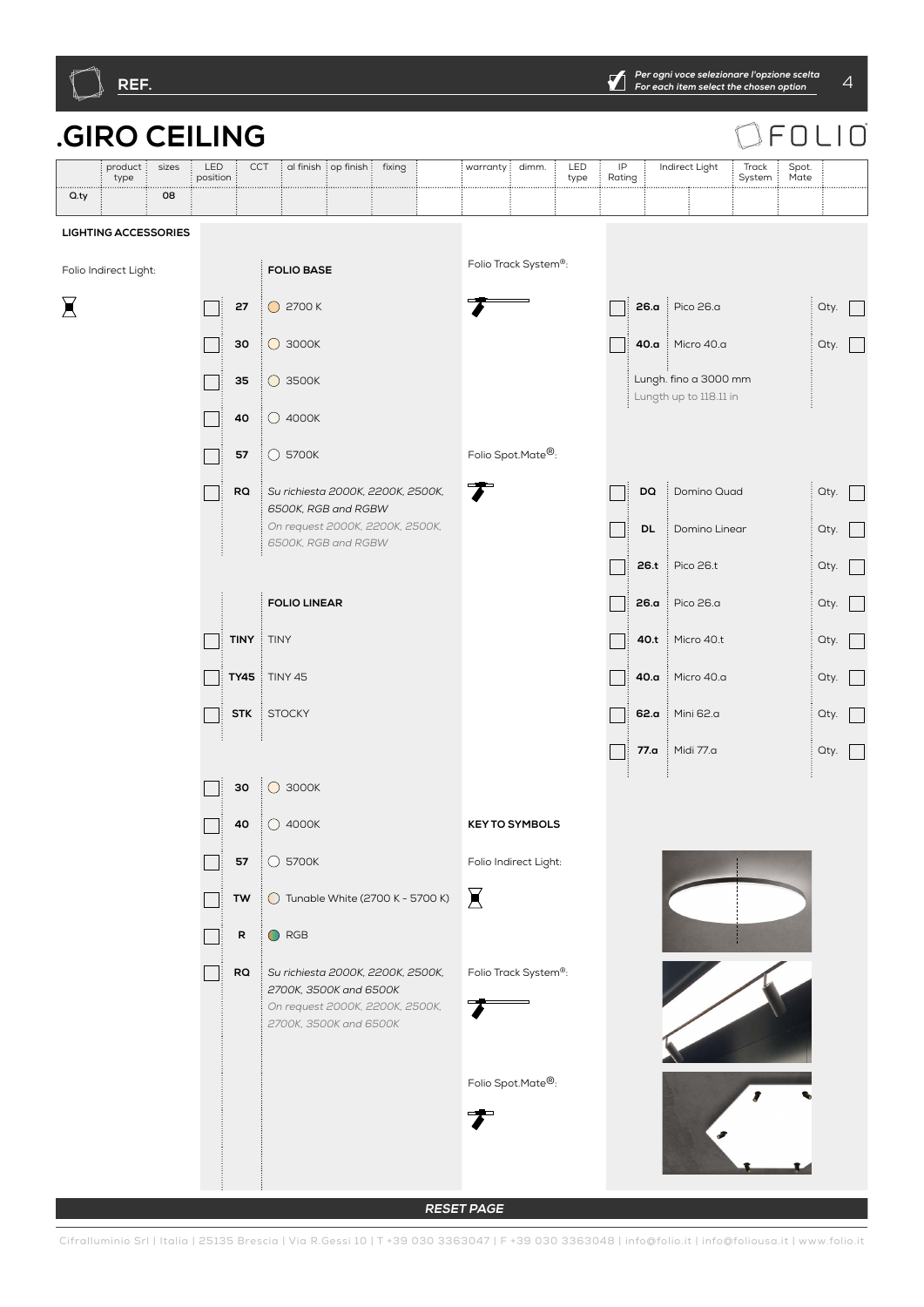REF.

*Per ogni voce selezionare l'opzione scelta*
*For each item select the chosen option*

# .GIRO CEILING

| | product type | sizes | LED position | CCT | al finish | op finish | fixing | | warranty | dimm. | LED type | IP Rating | Indirect Light | | Track System | Spot. Mate | |
|---|---|---|---|---|---|---|---|---|---|---|---|---|---|---|---|---|---|
| Q.ty | | 08 | | | | | | | | | | | | | | | |

## LIGHTING ACCESSORIES

Folio Indirect Light:

**FOLIO BASE**

| | | |
|---|---|---|
| ☐ | 27 | 2700 K |
| ☐ | 30 | 3000K |
| ☐ | 35 | 3500K |
| ☐ | 40 | 4000K |
| ☐ | 57 | 5700K |
| ☐ | RQ | *Su richiesta 2000K, 2200K, 2500K, 6500K, RGB and RGBW* / *On request 2000K, 2200K, 2500K, 6500K, RGB and RGBW* |

**FOLIO LINEAR**

| | | |
|---|---|---|
| ☐ | TINY | TINY |
| ☐ | TY45 | TINY 45 |
| ☐ | STK | STOCKY |

| | | |
|---|---|---|
| ☐ | 30 | 3000K |
| ☐ | 40 | 4000K |
| ☐ | 57 | 5700K |
| ☐ | TW | Tunable White (2700 K - 5700 K) |
| ☐ | R | RGB |
| ☐ | RQ | *Su richiesta 2000K, 2200K, 2500K, 2700K, 3500K and 6500K* / *On request 2000K, 2200K, 2500K, 2700K, 3500K and 6500K* |

Folio Track System®:

| | | | |
|---|---|---|---|
| ☐ | 26.a | Pico 26.a | Qty. ☐ |
| ☐ | 40.a | Micro 40.a | Qty. ☐ |

Lungh. fino a 3000 mm
Lungth up to 118.11 in

Folio Spot.Mate®:

| | | | |
|---|---|---|---|
| ☐ | DQ | Domino Quad | Qty. ☐ |
| ☐ | DL | Domino Linear | Qty. ☐ |
| ☐ | 26.t | Pico 26.t | Qty. ☐ |
| ☐ | 26.a | Pico 26.a | Qty. ☐ |
| ☐ | 40.t | Micro 40.t | Qty. ☐ |
| ☐ | 40.a | Micro 40.a | Qty. ☐ |
| ☐ | 62.a | Mini 62.a | Qty. ☐ |
| ☐ | 77.a | Midi 77.a | Qty. ☐ |

**KEY TO SYMBOLS**

Folio Indirect Light:

Folio Track System®:

Folio Spot.Mate®:

***RESET PAGE***

Cifralluminio Srl | Italia | 25135 Brescia | Via R.Gessi 10 | T +39 030 3363047 | F +39 030 3363048 | info@folio.it | info@foliousa.it | www.folio.it